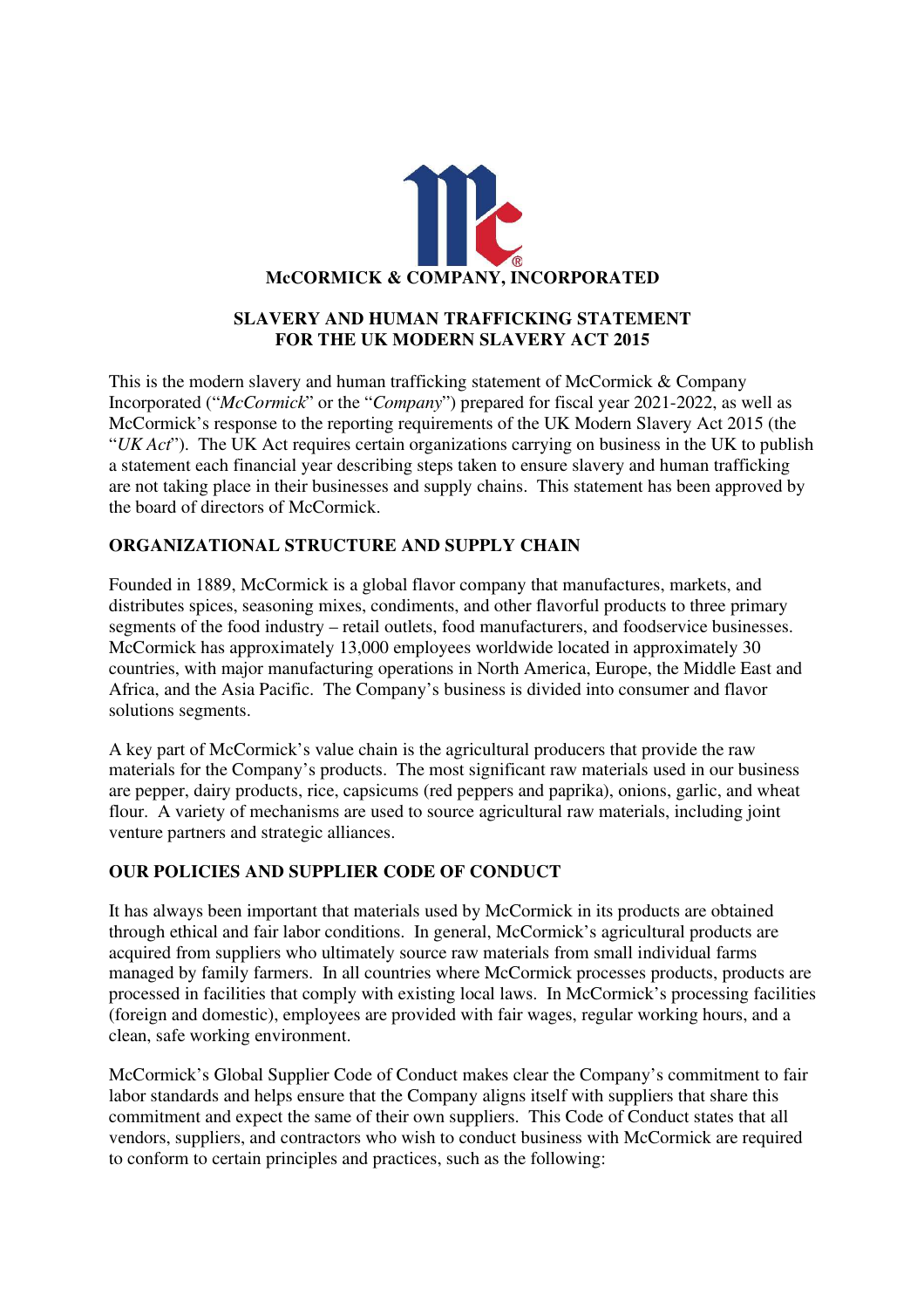**McCORMICK & COMPANY, INCORPORATED**

# SLAVERY AND HUMAN TRAFFICKING STATEMENT FOR THE UK MODERN SLAVERY ACT 2015

This is the modern slavery and human trafficking statement of McCormick & Company Incorporated ("*McCormick*" or the "*Company*") prepared for fiscal year 2021-2022, as well as McCormick's response to the reporting requirements of the UK Modern Slavery Act 2015 (the "*UK Act*"). The UK Act requires certain organizations carrying on business in the UK to publish a statement each financial year describing steps taken to ensure slavery and human trafficking are not taking place in their businesses and supply chains. This statement has been approved by the board of directors of McCormick.

## ORGANIZATIONAL STRUCTURE AND SUPPLY CHAIN

Founded in 1889, McCormick is a global flavor company that manufactures, markets, and distributes spices, seasoning mixes, condiments, and other flavorful products to three primary segments of the food industry – retail outlets, food manufacturers, and foodservice businesses. McCormick has approximately 13,000 employees worldwide located in approximately 30 countries, with major manufacturing operations in North America, Europe, the Middle East and Africa, and the Asia Pacific. The Company's business is divided into consumer and flavor solutions segments.

A key part of McCormick's value chain is the agricultural producers that provide the raw materials for the Company's products. The most significant raw materials used in our business are pepper, dairy products, rice, capsicums (red peppers and paprika), onions, garlic, and wheat flour. A variety of mechanisms are used to source agricultural raw materials, including joint venture partners and strategic alliances.

## OUR POLICIES AND SUPPLIER CODE OF CONDUCT

It has always been important that materials used by McCormick in its products are obtained through ethical and fair labor conditions. In general, McCormick's agricultural products are acquired from suppliers who ultimately source raw materials from small individual farms managed by family farmers. In all countries where McCormick processes products, products are processed in facilities that comply with existing local laws. In McCormick's processing facilities (foreign and domestic), employees are provided with fair wages, regular working hours, and a clean, safe working environment.

McCormick's Global Supplier Code of Conduct makes clear the Company's commitment to fair labor standards and helps ensure that the Company aligns itself with suppliers that share this commitment and expect the same of their own suppliers. This Code of Conduct states that all vendors, suppliers, and contractors who wish to conduct business with McCormick are required to conform to certain principles and practices, such as the following: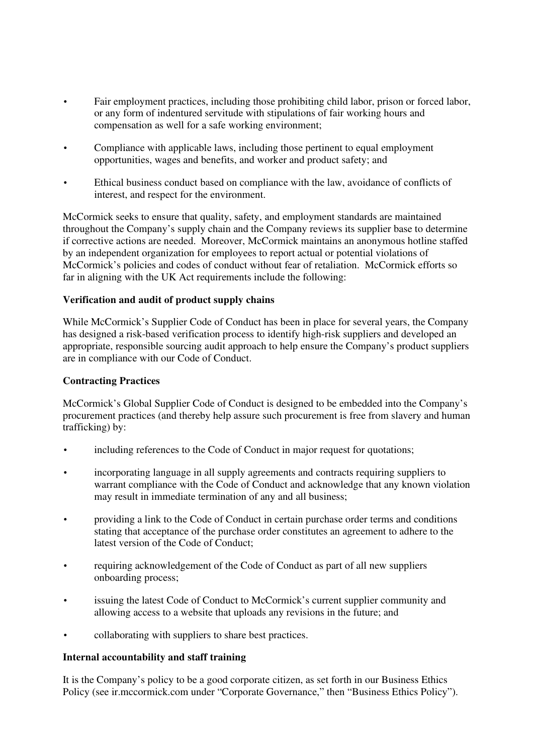- Fair employment practices, including those prohibiting child labor, prison or forced labor, or any form of indentured servitude with stipulations of fair working hours and compensation as well for a safe working environment;
- Compliance with applicable laws, including those pertinent to equal employment opportunities, wages and benefits, and worker and product safety; and
- Ethical business conduct based on compliance with the law, avoidance of conflicts of interest, and respect for the environment.

McCormick seeks to ensure that quality, safety, and employment standards are maintained throughout the Company's supply chain and the Company reviews its supplier base to determine if corrective actions are needed. Moreover, McCormick maintains an anonymous hotline staffed by an independent organization for employees to report actual or potential violations of McCormick's policies and codes of conduct without fear of retaliation. McCormick efforts so far in aligning with the UK Act requirements include the following:

**Verification and audit of product supply chains**

While McCormick's Supplier Code of Conduct has been in place for several years, the Company has designed a risk-based verification process to identify high-risk suppliers and developed an appropriate, responsible sourcing audit approach to help ensure the Company's product suppliers are in compliance with our Code of Conduct.

**Contracting Practices**

McCormick's Global Supplier Code of Conduct is designed to be embedded into the Company's procurement practices (and thereby help assure such procurement is free from slavery and human trafficking) by:

- including references to the Code of Conduct in major request for quotations;
- incorporating language in all supply agreements and contracts requiring suppliers to warrant compliance with the Code of Conduct and acknowledge that any known violation may result in immediate termination of any and all business;
- providing a link to the Code of Conduct in certain purchase order terms and conditions stating that acceptance of the purchase order constitutes an agreement to adhere to the latest version of the Code of Conduct;
- requiring acknowledgement of the Code of Conduct as part of all new suppliers onboarding process;
- issuing the latest Code of Conduct to McCormick's current supplier community and allowing access to a website that uploads any revisions in the future; and
- collaborating with suppliers to share best practices.

**Internal accountability and staff training**

It is the Company's policy to be a good corporate citizen, as set forth in our Business Ethics Policy (see ir.mccormick.com under "Corporate Governance," then "Business Ethics Policy").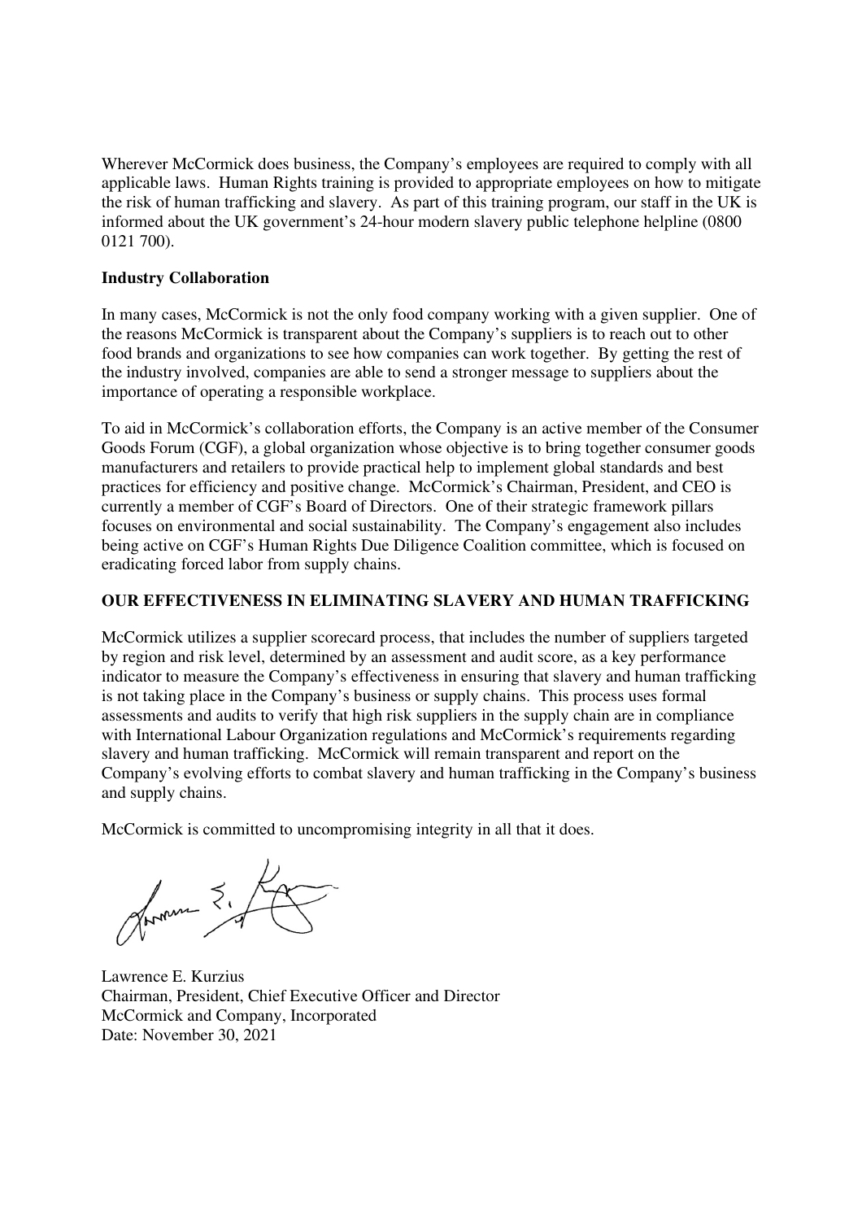Wherever McCormick does business, the Company's employees are required to comply with all applicable laws. Human Rights training is provided to appropriate employees on how to mitigate the risk of human trafficking and slavery. As part of this training program, our staff in the UK is informed about the UK government's 24-hour modern slavery public telephone helpline (0800 0121 700).

**Industry Collaboration**

In many cases, McCormick is not the only food company working with a given supplier. One of the reasons McCormick is transparent about the Company's suppliers is to reach out to other food brands and organizations to see how companies can work together. By getting the rest of the industry involved, companies are able to send a stronger message to suppliers about the importance of operating a responsible workplace.

To aid in McCormick's collaboration efforts, the Company is an active member of the Consumer Goods Forum (CGF), a global organization whose objective is to bring together consumer goods manufacturers and retailers to provide practical help to implement global standards and best practices for efficiency and positive change. McCormick's Chairman, President, and CEO is currently a member of CGF's Board of Directors. One of their strategic framework pillars focuses on environmental and social sustainability. The Company's engagement also includes being active on CGF's Human Rights Due Diligence Coalition committee, which is focused on eradicating forced labor from supply chains.

**OUR EFFECTIVENESS IN ELIMINATING SLAVERY AND HUMAN TRAFFICKING**

McCormick utilizes a supplier scorecard process, that includes the number of suppliers targeted by region and risk level, determined by an assessment and audit score, as a key performance indicator to measure the Company's effectiveness in ensuring that slavery and human trafficking is not taking place in the Company's business or supply chains. This process uses formal assessments and audits to verify that high risk suppliers in the supply chain are in compliance with International Labour Organization regulations and McCormick's requirements regarding slavery and human trafficking. McCormick will remain transparent and report on the Company's evolving efforts to combat slavery and human trafficking in the Company's business and supply chains.

McCormick is committed to uncompromising integrity in all that it does.

Lawrence E. Kurzius
Chairman, President, Chief Executive Officer and Director
McCormick and Company, Incorporated
Date: November 30, 2021